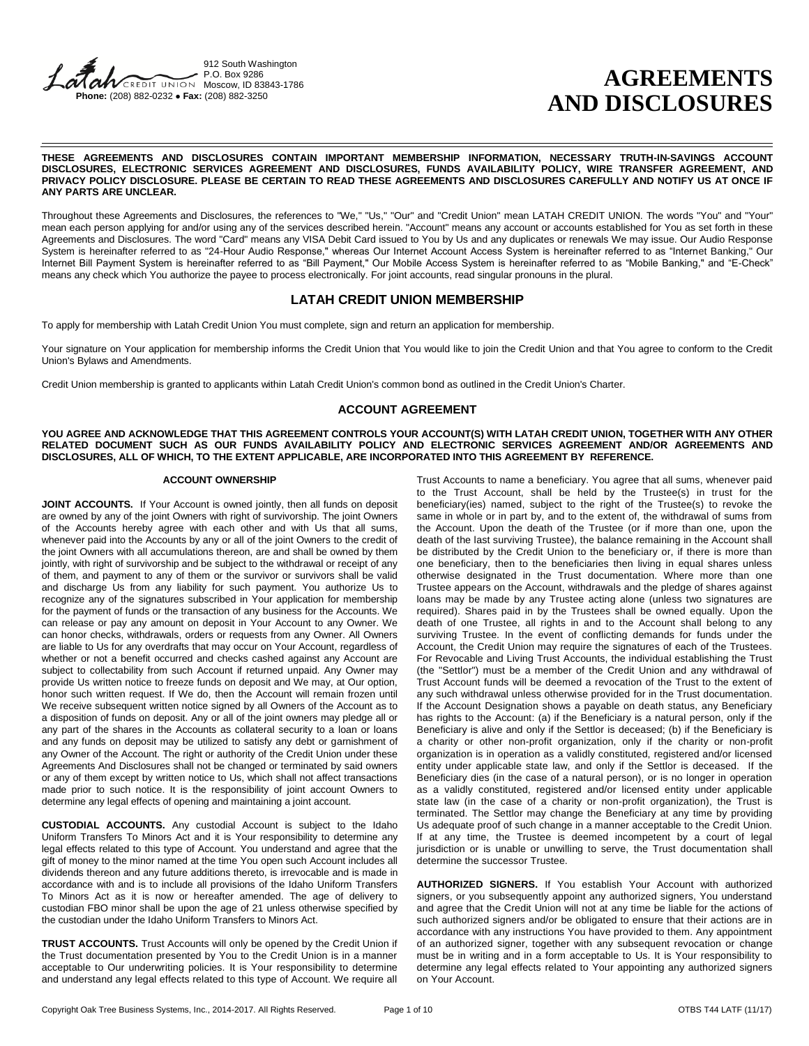912 South Washington
P.O. Box 9286
Moscow, ID 83843-1786
**Phone:** (208) 882-0232 ● **Fax:** (208) 882-3250

# AGREEMENTS AND DISCLOSURES

**THESE AGREEMENTS AND DISCLOSURES CONTAIN IMPORTANT MEMBERSHIP INFORMATION, NECESSARY TRUTH-IN-SAVINGS ACCOUNT DISCLOSURES, ELECTRONIC SERVICES AGREEMENT AND DISCLOSURES, FUNDS AVAILABILITY POLICY, WIRE TRANSFER AGREEMENT, AND PRIVACY POLICY DISCLOSURE. PLEASE BE CERTAIN TO READ THESE AGREEMENTS AND DISCLOSURES CAREFULLY AND NOTIFY US AT ONCE IF ANY PARTS ARE UNCLEAR.**

Throughout these Agreements and Disclosures, the references to "We," "Us," "Our" and "Credit Union" mean LATAH CREDIT UNION. The words "You" and "Your" mean each person applying for and/or using any of the services described herein. "Account" means any account or accounts established for You as set forth in these Agreements and Disclosures. The word "Card" means any VISA Debit Card issued to You by Us and any duplicates or renewals We may issue. Our Audio Response System is hereinafter referred to as "24-Hour Audio Response," whereas Our Internet Account Access System is hereinafter referred to as "Internet Banking," Our Internet Bill Payment System is hereinafter referred to as "Bill Payment," Our Mobile Access System is hereinafter referred to as "Mobile Banking," and "E-Check" means any check which You authorize the payee to process electronically. For joint accounts, read singular pronouns in the plural.

## LATAH CREDIT UNION MEMBERSHIP

To apply for membership with Latah Credit Union You must complete, sign and return an application for membership.

Your signature on Your application for membership informs the Credit Union that You would like to join the Credit Union and that You agree to conform to the Credit Union's Bylaws and Amendments.

Credit Union membership is granted to applicants within Latah Credit Union's common bond as outlined in the Credit Union's Charter.

## ACCOUNT AGREEMENT

**YOU AGREE AND ACKNOWLEDGE THAT THIS AGREEMENT CONTROLS YOUR ACCOUNT(S) WITH LATAH CREDIT UNION, TOGETHER WITH ANY OTHER RELATED DOCUMENT SUCH AS OUR FUNDS AVAILABILITY POLICY AND ELECTRONIC SERVICES AGREEMENT AND/OR AGREEMENTS AND DISCLOSURES, ALL OF WHICH, TO THE EXTENT APPLICABLE, ARE INCORPORATED INTO THIS AGREEMENT BY REFERENCE.**

### ACCOUNT OWNERSHIP

**JOINT ACCOUNTS.** If Your Account is owned jointly, then all funds on deposit are owned by any of the joint Owners with right of survivorship. The joint Owners of the Accounts hereby agree with each other and with Us that all sums, whenever paid into the Accounts by any or all of the joint Owners to the credit of the joint Owners with all accumulations thereon, are and shall be owned by them jointly, with right of survivorship and be subject to the withdrawal or receipt of any of them, and payment to any of them or the survivor or survivors shall be valid and discharge Us from any liability for such payment. You authorize Us to recognize any of the signatures subscribed in Your application for membership for the payment of funds or the transaction of any business for the Accounts. We can release or pay any amount on deposit in Your Account to any Owner. We can honor checks, withdrawals, orders or requests from any Owner. All Owners are liable to Us for any overdrafts that may occur on Your Account, regardless of whether or not a benefit occurred and checks cashed against any Account are subject to collectability from such Account if returned unpaid. Any Owner may provide Us written notice to freeze funds on deposit and We may, at Our option, honor such written request. If We do, then the Account will remain frozen until We receive subsequent written notice signed by all Owners of the Account as to a disposition of funds on deposit. Any or all of the joint owners may pledge all or any part of the shares in the Accounts as collateral security to a loan or loans and any funds on deposit may be utilized to satisfy any debt or garnishment of any Owner of the Account. The right or authority of the Credit Union under these Agreements And Disclosures shall not be changed or terminated by said owners or any of them except by written notice to Us, which shall not affect transactions made prior to such notice. It is the responsibility of joint account Owners to determine any legal effects of opening and maintaining a joint account.

**CUSTODIAL ACCOUNTS.** Any custodial Account is subject to the Idaho Uniform Transfers To Minors Act and it is Your responsibility to determine any legal effects related to this type of Account. You understand and agree that the gift of money to the minor named at the time You open such Account includes all dividends thereon and any future additions thereto, is irrevocable and is made in accordance with and is to include all provisions of the Idaho Uniform Transfers To Minors Act as it is now or hereafter amended. The age of delivery to custodian FBO minor shall be upon the age of 21 unless otherwise specified by the custodian under the Idaho Uniform Transfers to Minors Act.

**TRUST ACCOUNTS.** Trust Accounts will only be opened by the Credit Union if the Trust documentation presented by You to the Credit Union is in a manner acceptable to Our underwriting policies. It is Your responsibility to determine and understand any legal effects related to this type of Account. We require all Trust Accounts to name a beneficiary. You agree that all sums, whenever paid to the Trust Account, shall be held by the Trustee(s) in trust for the beneficiary(ies) named, subject to the right of the Trustee(s) to revoke the same in whole or in part by, and to the extent of, the withdrawal of sums from the Account. Upon the death of the Trustee (or if more than one, upon the death of the last surviving Trustee), the balance remaining in the Account shall be distributed by the Credit Union to the beneficiary or, if there is more than one beneficiary, then to the beneficiaries then living in equal shares unless otherwise designated in the Trust documentation. Where more than one Trustee appears on the Account, withdrawals and the pledge of shares against loans may be made by any Trustee acting alone (unless two signatures are required). Shares paid in by the Trustees shall be owned equally. Upon the death of one Trustee, all rights in and to the Account shall belong to any surviving Trustee. In the event of conflicting demands for funds under the Account, the Credit Union may require the signatures of each of the Trustees. For Revocable and Living Trust Accounts, the individual establishing the Trust (the "Settlor") must be a member of the Credit Union and any withdrawal of Trust Account funds will be deemed a revocation of the Trust to the extent of any such withdrawal unless otherwise provided for in the Trust documentation. If the Account Designation shows a payable on death status, any Beneficiary has rights to the Account: (a) if the Beneficiary is a natural person, only if the Beneficiary is alive and only if the Settlor is deceased; (b) if the Beneficiary is a charity or other non-profit organization, only if the charity or non-profit organization is in operation as a validly constituted, registered and/or licensed entity under applicable state law, and only if the Settlor is deceased. If the Beneficiary dies (in the case of a natural person), or is no longer in operation as a validly constituted, registered and/or licensed entity under applicable state law (in the case of a charity or non-profit organization), the Trust is terminated. The Settlor may change the Beneficiary at any time by providing Us adequate proof of such change in a manner acceptable to the Credit Union. If at any time, the Trustee is deemed incompetent by a court of legal jurisdiction or is unable or unwilling to serve, the Trust documentation shall determine the successor Trustee.

**AUTHORIZED SIGNERS.** If You establish Your Account with authorized signers, or you subsequently appoint any authorized signers, You understand and agree that the Credit Union will not at any time be liable for the actions of such authorized signers and/or be obligated to ensure that their actions are in accordance with any instructions You have provided to them. Any appointment of an authorized signer, together with any subsequent revocation or change must be in writing and in a form acceptable to Us. It is Your responsibility to determine any legal effects related to Your appointing any authorized signers on Your Account.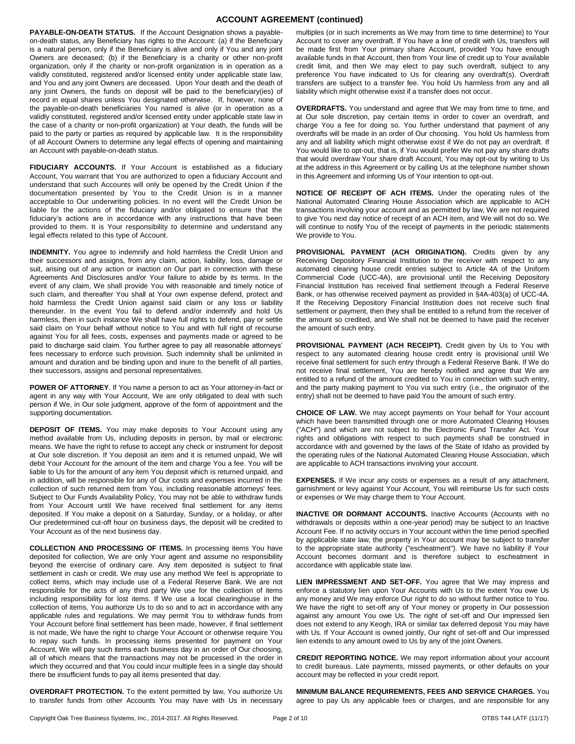## ACCOUNT AGREEMENT (continued)

**PAYABLE-ON-DEATH STATUS.** If the Account Designation shows a payable-on-death status, any Beneficiary has rights to the Account: (a) if the Beneficiary is a natural person, only if the Beneficiary is alive and only if You and any joint Owners are deceased; (b) if the Beneficiary is a charity or other non-profit organization, only if the charity or non-profit organization is in operation as a validly constituted, registered and/or licensed entity under applicable state law, and You and any joint Owners are deceased. Upon Your death and the death of any joint Owners, the funds on deposit will be paid to the beneficiary(ies) of record in equal shares unless You designated otherwise. If, however, none of the payable-on-death beneficiaries You named is alive (or in operation as a validly constituted, registered and/or licensed entity under applicable state law in the case of a charity or non-profit organization) at Your death, the funds will be paid to the party or parties as required by applicable law. It is the responsibility of all Account Owners to determine any legal effects of opening and maintaining an Account with payable-on-death status.

**FIDUCIARY ACCOUNTS.** If Your Account is established as a fiduciary Account, You warrant that You are authorized to open a fiduciary Account and understand that such Accounts will only be opened by the Credit Union if the documentation presented by You to the Credit Union is in a manner acceptable to Our underwriting policies. In no event will the Credit Union be liable for the actions of the fiduciary and/or obligated to ensure that the fiduciary's actions are in accordance with any instructions that have been provided to them. It is Your responsibility to determine and understand any legal effects related to this type of Account.

**INDEMNITY.** You agree to indemnify and hold harmless the Credit Union and their successors and assigns, from any claim, action, liability, loss, damage or suit, arising out of any action or inaction on Our part in connection with these Agreements And Disclosures and/or Your failure to abide by its terms. In the event of any claim, We shall provide You with reasonable and timely notice of such claim, and thereafter You shall at Your own expense defend, protect and hold harmless the Credit Union against said claim or any loss or liability thereunder. In the event You fail to defend and/or indemnify and hold Us harmless, then in such instance We shall have full rights to defend, pay or settle said claim on Your behalf without notice to You and with full right of recourse against You for all fees, costs, expenses and payments made or agreed to be paid to discharge said claim. You further agree to pay all reasonable attorneys' fees necessary to enforce such provision. Such indemnity shall be unlimited in amount and duration and be binding upon and inure to the benefit of all parties, their successors, assigns and personal representatives.

**POWER OF ATTORNEY**. If You name a person to act as Your attorney-in-fact or agent in any way with Your Account, We are only obligated to deal with such person if We, in Our sole judgment, approve of the form of appointment and the supporting documentation.

**DEPOSIT OF ITEMS.** You may make deposits to Your Account using any method available from Us, including deposits in person, by mail or electronic means. We have the right to refuse to accept any check or instrument for deposit at Our sole discretion. If You deposit an item and it is returned unpaid, We will debit Your Account for the amount of the item and charge You a fee. You will be liable to Us for the amount of any item You deposit which is returned unpaid, and in addition, will be responsible for any of Our costs and expenses incurred in the collection of such returned item from You, including reasonable attorneys' fees. Subject to Our Funds Availability Policy, You may not be able to withdraw funds from Your Account until We have received final settlement for any items deposited. If You make a deposit on a Saturday, Sunday, or a holiday, or after Our predetermined cut-off hour on business days, the deposit will be credited to Your Account as of the next business day.

**COLLECTION AND PROCESSING OF ITEMS.** In processing items You have deposited for collection, We are only Your agent and assume no responsibility beyond the exercise of ordinary care. Any item deposited is subject to final settlement in cash or credit. We may use any method We feel is appropriate to collect items, which may include use of a Federal Reserve Bank. We are not responsible for the acts of any third party We use for the collection of items including responsibility for lost items. If We use a local clearinghouse in the collection of items, You authorize Us to do so and to act in accordance with any applicable rules and regulations. We may permit You to withdraw funds from Your Account before final settlement has been made, however, if final settlement is not made, We have the right to charge Your Account or otherwise require You to repay such funds. In processing items presented for payment on Your Account, We will pay such items each business day in an order of Our choosing, all of which means that the transactions may not be processed in the order in which they occurred and that You could incur multiple fees in a single day should there be insufficient funds to pay all items presented that day.

**OVERDRAFT PROTECTION.** To the extent permitted by law, You authorize Us to transfer funds from other Accounts You may have with Us in necessary multiples (or in such increments as We may from time to time determine) to Your Account to cover any overdraft. If You have a line of credit with Us, transfers will be made first from Your primary share Account, provided You have enough available funds in that Account, then from Your line of credit up to Your available credit limit, and then We may elect to pay such overdraft, subject to any preference You have indicated to Us for clearing any overdraft(s). Overdraft transfers are subject to a transfer fee. You hold Us harmless from any and all liability which might otherwise exist if a transfer does not occur.

**OVERDRAFTS.** You understand and agree that We may from time to time, and at Our sole discretion, pay certain items in order to cover an overdraft, and charge You a fee for doing so. You further understand that payment of any overdrafts will be made in an order of Our choosing. You hold Us harmless from any and all liability which might otherwise exist if We do not pay an overdraft. If You would like to opt-out, that is, if You would prefer We not pay any share drafts that would overdraw Your share draft Account, You may opt-out by writing to Us at the address in this Agreement or by calling Us at the telephone number shown in this Agreement and informing Us of Your intention to opt-out.

**NOTICE OF RECEIPT OF ACH ITEMS.** Under the operating rules of the National Automated Clearing House Association which are applicable to ACH transactions involving your account and as permitted by law, We are not required to give You next day notice of receipt of an ACH item, and We will not do so. We will continue to notify You of the receipt of payments in the periodic statements We provide to You.

**PROVISIONAL PAYMENT (ACH ORIGINATION).** Credits given by any Receiving Depository Financial Institution to the receiver with respect to any automated clearing house credit entries subject to Article 4A of the Uniform Commercial Code (UCC-4A), are provisional until the Receiving Depository Financial Institution has received final settlement through a Federal Reserve Bank, or has otherwise received payment as provided in §4A-403(a) of UCC-4A. If the Receiving Depository Financial Institution does not receive such final settlement or payment, then they shall be entitled to a refund from the receiver of the amount so credited, and We shall not be deemed to have paid the receiver the amount of such entry.

**PROVISIONAL PAYMENT (ACH RECEIPT).** Credit given by Us to You with respect to any automated clearing house credit entry is provisional until We receive final settlement for such entry through a Federal Reserve Bank. If We do not receive final settlement, You are hereby notified and agree that We are entitled to a refund of the amount credited to You in connection with such entry, and the party making payment to You via such entry (i.e., the originator of the entry) shall not be deemed to have paid You the amount of such entry.

**CHOICE OF LAW.** We may accept payments on Your behalf for Your account which have been transmitted through one or more Automated Clearing Houses ("ACH") and which are not subject to the Electronic Fund Transfer Act. Your rights and obligations with respect to such payments shall be construed in accordance with and governed by the laws of the State of Idaho as provided by the operating rules of the National Automated Clearing House Association, which are applicable to ACH transactions involving your account.

**EXPENSES.** If We incur any costs or expenses as a result of any attachment, garnishment or levy against Your Account, You will reimburse Us for such costs or expenses or We may charge them to Your Account.

**INACTIVE OR DORMANT ACCOUNTS.** Inactive Accounts (Accounts with no withdrawals or deposits within a one-year period) may be subject to an Inactive Account Fee. If no activity occurs in Your account within the time period specified by applicable state law, the property in Your account may be subject to transfer to the appropriate state authority ("escheatment"). We have no liability if Your Account becomes dormant and is therefore subject to escheatment in accordance with applicable state law.

**LIEN IMPRESSMENT AND SET-OFF.** You agree that We may impress and enforce a statutory lien upon Your Accounts with Us to the extent You owe Us any money and We may enforce Our right to do so without further notice to You. We have the right to set-off any of Your money or property in Our possession against any amount You owe Us. The right of set-off and Our impressed lien does not extend to any Keogh, IRA or similar tax deferred deposit You may have with Us. If Your Account is owned jointly, Our right of set-off and Our impressed lien extends to any amount owed to Us by any of the joint Owners.

**CREDIT REPORTING NOTICE.** We may report information about your account to credit bureaus. Late payments, missed payments, or other defaults on your account may be reflected in your credit report.

**MINIMUM BALANCE REQUIREMENTS, FEES AND SERVICE CHARGES.** You agree to pay Us any applicable fees or charges, and are responsible for any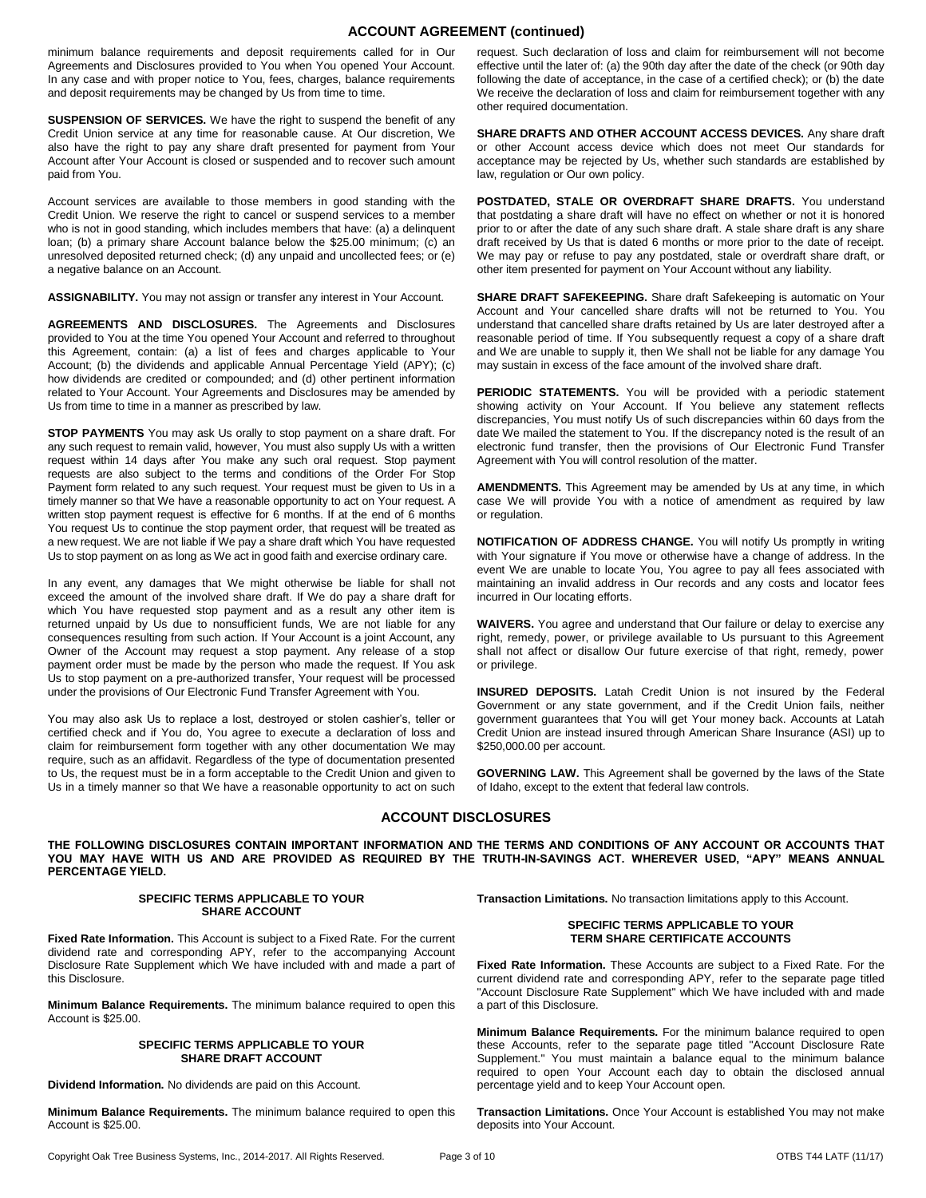## ACCOUNT AGREEMENT (continued)

minimum balance requirements and deposit requirements called for in Our Agreements and Disclosures provided to You when You opened Your Account. In any case and with proper notice to You, fees, charges, balance requirements and deposit requirements may be changed by Us from time to time.

**SUSPENSION OF SERVICES.** We have the right to suspend the benefit of any Credit Union service at any time for reasonable cause. At Our discretion, We also have the right to pay any share draft presented for payment from Your Account after Your Account is closed or suspended and to recover such amount paid from You.

Account services are available to those members in good standing with the Credit Union. We reserve the right to cancel or suspend services to a member who is not in good standing, which includes members that have: (a) a delinquent loan; (b) a primary share Account balance below the $25.00 minimum; (c) an unresolved deposited returned check; (d) any unpaid and uncollected fees; or (e) a negative balance on an Account.

**ASSIGNABILITY.** You may not assign or transfer any interest in Your Account.

**AGREEMENTS AND DISCLOSURES.** The Agreements and Disclosures provided to You at the time You opened Your Account and referred to throughout this Agreement, contain: (a) a list of fees and charges applicable to Your Account; (b) the dividends and applicable Annual Percentage Yield (APY); (c) how dividends are credited or compounded; and (d) other pertinent information related to Your Account. Your Agreements and Disclosures may be amended by Us from time to time in a manner as prescribed by law.

**STOP PAYMENTS** You may ask Us orally to stop payment on a share draft. For any such request to remain valid, however, You must also supply Us with a written request within 14 days after You make any such oral request. Stop payment requests are also subject to the terms and conditions of the Order For Stop Payment form related to any such request. Your request must be given to Us in a timely manner so that We have a reasonable opportunity to act on Your request. A written stop payment request is effective for 6 months. If at the end of 6 months You request Us to continue the stop payment order, that request will be treated as a new request. We are not liable if We pay a share draft which You have requested Us to stop payment on as long as We act in good faith and exercise ordinary care.

In any event, any damages that We might otherwise be liable for shall not exceed the amount of the involved share draft. If We do pay a share draft for which You have requested stop payment and as a result any other item is returned unpaid by Us due to nonsufficient funds, We are not liable for any consequences resulting from such action. If Your Account is a joint Account, any Owner of the Account may request a stop payment. Any release of a stop payment order must be made by the person who made the request. If You ask Us to stop payment on a pre-authorized transfer, Your request will be processed under the provisions of Our Electronic Fund Transfer Agreement with You.

You may also ask Us to replace a lost, destroyed or stolen cashier's, teller or certified check and if You do, You agree to execute a declaration of loss and claim for reimbursement form together with any other documentation We may require, such as an affidavit. Regardless of the type of documentation presented to Us, the request must be in a form acceptable to the Credit Union and given to Us in a timely manner so that We have a reasonable opportunity to act on such request. Such declaration of loss and claim for reimbursement will not become effective until the later of: (a) the 90th day after the date of the check (or 90th day following the date of acceptance, in the case of a certified check); or (b) the date We receive the declaration of loss and claim for reimbursement together with any other required documentation.

**SHARE DRAFTS AND OTHER ACCOUNT ACCESS DEVICES.** Any share draft or other Account access device which does not meet Our standards for acceptance may be rejected by Us, whether such standards are established by law, regulation or Our own policy.

**POSTDATED, STALE OR OVERDRAFT SHARE DRAFTS.** You understand that postdating a share draft will have no effect on whether or not it is honored prior to or after the date of any such share draft. A stale share draft is any share draft received by Us that is dated 6 months or more prior to the date of receipt. We may pay or refuse to pay any postdated, stale or overdraft share draft, or other item presented for payment on Your Account without any liability.

**SHARE DRAFT SAFEKEEPING.** Share draft Safekeeping is automatic on Your Account and Your cancelled share drafts will not be returned to You. You understand that cancelled share drafts retained by Us are later destroyed after a reasonable period of time. If You subsequently request a copy of a share draft and We are unable to supply it, then We shall not be liable for any damage You may sustain in excess of the face amount of the involved share draft.

**PERIODIC STATEMENTS.** You will be provided with a periodic statement showing activity on Your Account. If You believe any statement reflects discrepancies, You must notify Us of such discrepancies within 60 days from the date We mailed the statement to You. If the discrepancy noted is the result of an electronic fund transfer, then the provisions of Our Electronic Fund Transfer Agreement with You will control resolution of the matter.

**AMENDMENTS.** This Agreement may be amended by Us at any time, in which case We will provide You with a notice of amendment as required by law or regulation.

**NOTIFICATION OF ADDRESS CHANGE.** You will notify Us promptly in writing with Your signature if You move or otherwise have a change of address. In the event We are unable to locate You, You agree to pay all fees associated with maintaining an invalid address in Our records and any costs and locator fees incurred in Our locating efforts.

**WAIVERS.** You agree and understand that Our failure or delay to exercise any right, remedy, power, or privilege available to Us pursuant to this Agreement shall not affect or disallow Our future exercise of that right, remedy, power or privilege.

**INSURED DEPOSITS.** Latah Credit Union is not insured by the Federal Government or any state government, and if the Credit Union fails, neither government guarantees that You will get Your money back. Accounts at Latah Credit Union are instead insured through American Share Insurance (ASI) up to $250,000.00 per account.

**GOVERNING LAW.** This Agreement shall be governed by the laws of the State of Idaho, except to the extent that federal law controls.

## ACCOUNT DISCLOSURES

**THE FOLLOWING DISCLOSURES CONTAIN IMPORTANT INFORMATION AND THE TERMS AND CONDITIONS OF ANY ACCOUNT OR ACCOUNTS THAT YOU MAY HAVE WITH US AND ARE PROVIDED AS REQUIRED BY THE TRUTH-IN-SAVINGS ACT. WHEREVER USED, "APY" MEANS ANNUAL PERCENTAGE YIELD.**

### SPECIFIC TERMS APPLICABLE TO YOUR SHARE ACCOUNT

**Fixed Rate Information.** This Account is subject to a Fixed Rate. For the current dividend rate and corresponding APY, refer to the accompanying Account Disclosure Rate Supplement which We have included with and made a part of this Disclosure.

**Minimum Balance Requirements.** The minimum balance required to open this Account is $25.00.

### SPECIFIC TERMS APPLICABLE TO YOUR SHARE DRAFT ACCOUNT

**Dividend Information.** No dividends are paid on this Account.

**Minimum Balance Requirements.** The minimum balance required to open this Account is $25.00.

**Transaction Limitations.** No transaction limitations apply to this Account.

### SPECIFIC TERMS APPLICABLE TO YOUR TERM SHARE CERTIFICATE ACCOUNTS

**Fixed Rate Information.** These Accounts are subject to a Fixed Rate. For the current dividend rate and corresponding APY, refer to the separate page titled "Account Disclosure Rate Supplement" which We have included with and made a part of this Disclosure.

**Minimum Balance Requirements.** For the minimum balance required to open these Accounts, refer to the separate page titled "Account Disclosure Rate Supplement." You must maintain a balance equal to the minimum balance required to open Your Account each day to obtain the disclosed annual percentage yield and to keep Your Account open.

**Transaction Limitations.** Once Your Account is established You may not make deposits into Your Account.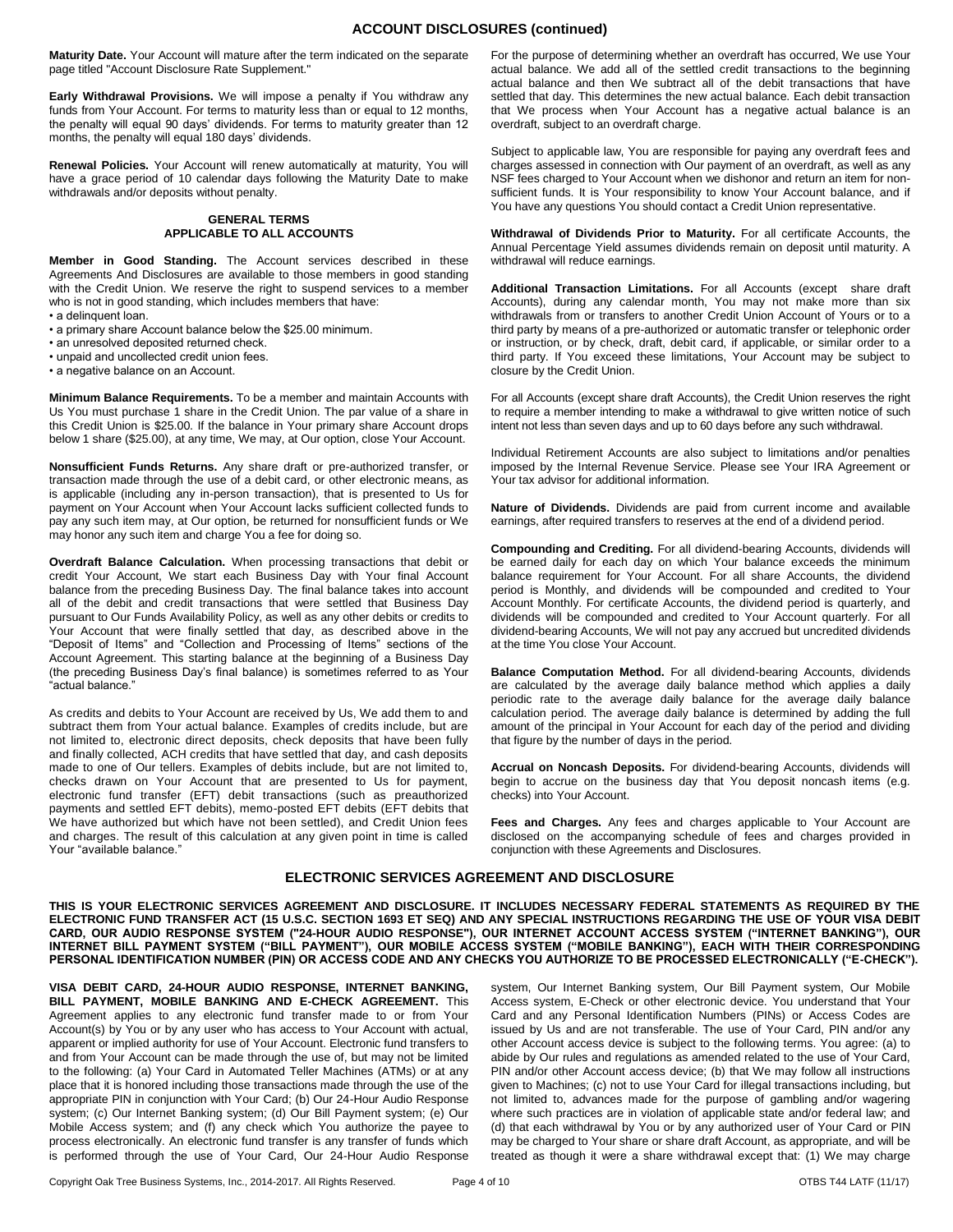## ACCOUNT DISCLOSURES (continued)

**Maturity Date.** Your Account will mature after the term indicated on the separate page titled "Account Disclosure Rate Supplement."

**Early Withdrawal Provisions.** We will impose a penalty if You withdraw any funds from Your Account. For terms to maturity less than or equal to 12 months, the penalty will equal 90 days' dividends. For terms to maturity greater than 12 months, the penalty will equal 180 days' dividends.

**Renewal Policies.** Your Account will renew automatically at maturity, You will have a grace period of 10 calendar days following the Maturity Date to make withdrawals and/or deposits without penalty.

### GENERAL TERMS APPLICABLE TO ALL ACCOUNTS

**Member in Good Standing.** The Account services described in these Agreements And Disclosures are available to those members in good standing with the Credit Union. We reserve the right to suspend services to a member who is not in good standing, which includes members that have:

- a delinquent loan.
- a primary share Account balance below the $25.00 minimum.
- an unresolved deposited returned check.
- unpaid and uncollected credit union fees.
- a negative balance on an Account.

**Minimum Balance Requirements.** To be a member and maintain Accounts with Us You must purchase 1 share in the Credit Union. The par value of a share in this Credit Union is $25.00. If the balance in Your primary share Account drops below 1 share ($25.00), at any time, We may, at Our option, close Your Account.

**Nonsufficient Funds Returns.** Any share draft or pre-authorized transfer, or transaction made through the use of a debit card, or other electronic means, as is applicable (including any in-person transaction), that is presented to Us for payment on Your Account when Your Account lacks sufficient collected funds to pay any such item may, at Our option, be returned for nonsufficient funds or We may honor any such item and charge You a fee for doing so.

**Overdraft Balance Calculation.** When processing transactions that debit or credit Your Account, We start each Business Day with Your final Account balance from the preceding Business Day. The final balance takes into account all of the debit and credit transactions that were settled that Business Day pursuant to Our Funds Availability Policy, as well as any other debits or credits to Your Account that were finally settled that day, as described above in the "Deposit of Items" and "Collection and Processing of Items" sections of the Account Agreement. This starting balance at the beginning of a Business Day (the preceding Business Day's final balance) is sometimes referred to as Your "actual balance."

As credits and debits to Your Account are received by Us, We add them to and subtract them from Your actual balance. Examples of credits include, but are not limited to, electronic direct deposits, check deposits that have been fully and finally collected, ACH credits that have settled that day, and cash deposits made to one of Our tellers. Examples of debits include, but are not limited to, checks drawn on Your Account that are presented to Us for payment, electronic fund transfer (EFT) debit transactions (such as preauthorized payments and settled EFT debits), memo-posted EFT debits (EFT debits that We have authorized but which have not been settled), and Credit Union fees and charges. The result of this calculation at any given point in time is called Your "available balance."

For the purpose of determining whether an overdraft has occurred, We use Your actual balance. We add all of the settled credit transactions to the beginning actual balance and then We subtract all of the debit transactions that have settled that day. This determines the new actual balance. Each debit transaction that We process when Your Account has a negative actual balance is an overdraft, subject to an overdraft charge.

Subject to applicable law, You are responsible for paying any overdraft fees and charges assessed in connection with Our payment of an overdraft, as well as any NSF fees charged to Your Account when we dishonor and return an item for non-sufficient funds. It is Your responsibility to know Your Account balance, and if You have any questions You should contact a Credit Union representative.

**Withdrawal of Dividends Prior to Maturity.** For all certificate Accounts, the Annual Percentage Yield assumes dividends remain on deposit until maturity. A withdrawal will reduce earnings.

**Additional Transaction Limitations.** For all Accounts (except share draft Accounts), during any calendar month, You may not make more than six withdrawals from or transfers to another Credit Union Account of Yours or to a third party by means of a pre-authorized or automatic transfer or telephonic order or instruction, or by check, draft, debit card, if applicable, or similar order to a third party. If You exceed these limitations, Your Account may be subject to closure by the Credit Union.

For all Accounts (except share draft Accounts), the Credit Union reserves the right to require a member intending to make a withdrawal to give written notice of such intent not less than seven days and up to 60 days before any such withdrawal.

Individual Retirement Accounts are also subject to limitations and/or penalties imposed by the Internal Revenue Service. Please see Your IRA Agreement or Your tax advisor for additional information.

**Nature of Dividends.** Dividends are paid from current income and available earnings, after required transfers to reserves at the end of a dividend period.

**Compounding and Crediting.** For all dividend-bearing Accounts, dividends will be earned daily for each day on which Your balance exceeds the minimum balance requirement for Your Account. For all share Accounts, the dividend period is Monthly, and dividends will be compounded and credited to Your Account Monthly. For certificate Accounts, the dividend period is quarterly, and dividends will be compounded and credited to Your Account quarterly. For all dividend-bearing Accounts, We will not pay any accrued but uncredited dividends at the time You close Your Account.

**Balance Computation Method.** For all dividend-bearing Accounts, dividends are calculated by the average daily balance method which applies a daily periodic rate to the average daily balance for the average daily balance calculation period. The average daily balance is determined by adding the full amount of the principal in Your Account for each day of the period and dividing that figure by the number of days in the period.

**Accrual on Noncash Deposits.** For dividend-bearing Accounts, dividends will begin to accrue on the business day that You deposit noncash items (e.g. checks) into Your Account.

**Fees and Charges.** Any fees and charges applicable to Your Account are disclosed on the accompanying schedule of fees and charges provided in conjunction with these Agreements and Disclosures.

## ELECTRONIC SERVICES AGREEMENT AND DISCLOSURE

**THIS IS YOUR ELECTRONIC SERVICES AGREEMENT AND DISCLOSURE. IT INCLUDES NECESSARY FEDERAL STATEMENTS AS REQUIRED BY THE ELECTRONIC FUND TRANSFER ACT (15 U.S.C. SECTION 1693 ET SEQ) AND ANY SPECIAL INSTRUCTIONS REGARDING THE USE OF YOUR VISA DEBIT CARD, OUR AUDIO RESPONSE SYSTEM ("24-HOUR AUDIO RESPONSE"), OUR INTERNET ACCOUNT ACCESS SYSTEM ("INTERNET BANKING"), OUR INTERNET BILL PAYMENT SYSTEM ("BILL PAYMENT"), OUR MOBILE ACCESS SYSTEM ("MOBILE BANKING"), EACH WITH THEIR CORRESPONDING PERSONAL IDENTIFICATION NUMBER (PIN) OR ACCESS CODE AND ANY CHECKS YOU AUTHORIZE TO BE PROCESSED ELECTRONICALLY ("E-CHECK").**

**VISA DEBIT CARD, 24-HOUR AUDIO RESPONSE, INTERNET BANKING, BILL PAYMENT, MOBILE BANKING AND E-CHECK AGREEMENT.** This Agreement applies to any electronic fund transfer made to or from Your Account(s) by You or by any user who has access to Your Account with actual, apparent or implied authority for use of Your Account. Electronic fund transfers to and from Your Account can be made through the use of, but may not be limited to the following: (a) Your Card in Automated Teller Machines (ATMs) or at any place that it is honored including those transactions made through the use of the appropriate PIN in conjunction with Your Card; (b) Our 24-Hour Audio Response system; (c) Our Internet Banking system; (d) Our Bill Payment system; (e) Our Mobile Access system; and (f) any check which You authorize the payee to process electronically. An electronic fund transfer is any transfer of funds which is performed through the use of Your Card, Our 24-Hour Audio Response system, Our Internet Banking system, Our Bill Payment system, Our Mobile Access system, E-Check or other electronic device. You understand that Your Card and any Personal Identification Numbers (PINs) or Access Codes are issued by Us and are not transferable. The use of Your Card, PIN and/or any other Account access device is subject to the following terms. You agree: (a) to abide by Our rules and regulations as amended related to the use of Your Card, PIN and/or other Account access device; (b) that We may follow all instructions given to Machines; (c) not to use Your Card for illegal transactions including, but not limited to, advances made for the purpose of gambling and/or wagering where such practices are in violation of applicable state and/or federal law; and (d) that each withdrawal by You or by any authorized user of Your Card or PIN may be charged to Your share or share draft Account, as appropriate, and will be treated as though it were a share withdrawal except that: (1) We may charge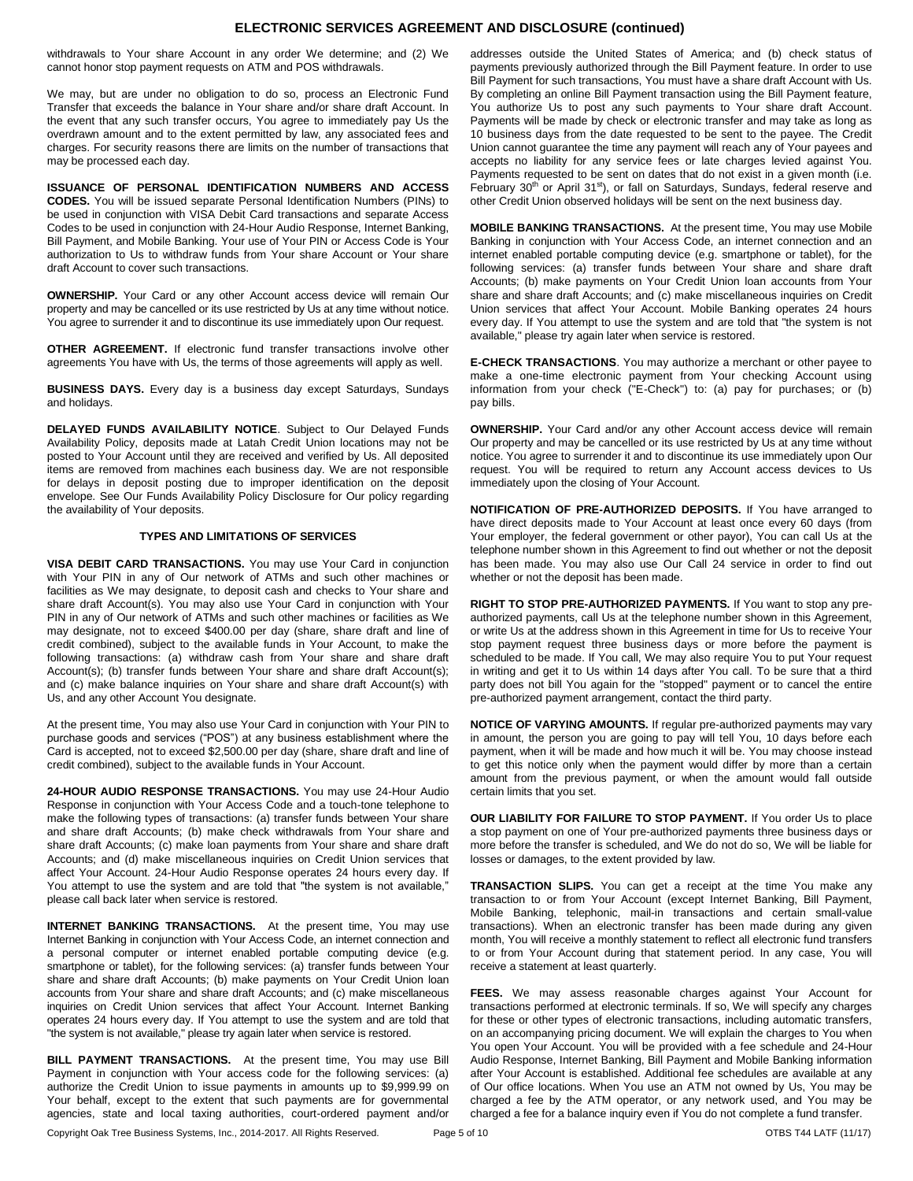withdrawals to Your share Account in any order We determine; and (2) We cannot honor stop payment requests on ATM and POS withdrawals.

We may, but are under no obligation to do so, process an Electronic Fund Transfer that exceeds the balance in Your share and/or share draft Account. In the event that any such transfer occurs, You agree to immediately pay Us the overdrawn amount and to the extent permitted by law, any associated fees and charges. For security reasons there are limits on the number of transactions that may be processed each day.

**ISSUANCE OF PERSONAL IDENTIFICATION NUMBERS AND ACCESS CODES.** You will be issued separate Personal Identification Numbers (PINs) to be used in conjunction with VISA Debit Card transactions and separate Access Codes to be used in conjunction with 24-Hour Audio Response, Internet Banking, Bill Payment, and Mobile Banking. Your use of Your PIN or Access Code is Your authorization to Us to withdraw funds from Your share Account or Your share draft Account to cover such transactions.

**OWNERSHIP.** Your Card or any other Account access device will remain Our property and may be cancelled or its use restricted by Us at any time without notice. You agree to surrender it and to discontinue its use immediately upon Our request.

**OTHER AGREEMENT.** If electronic fund transfer transactions involve other agreements You have with Us, the terms of those agreements will apply as well.

**BUSINESS DAYS.** Every day is a business day except Saturdays, Sundays and holidays.

**DELAYED FUNDS AVAILABILITY NOTICE**. Subject to Our Delayed Funds Availability Policy, deposits made at Latah Credit Union locations may not be posted to Your Account until they are received and verified by Us. All deposited items are removed from machines each business day. We are not responsible for delays in deposit posting due to improper identification on the deposit envelope. See Our Funds Availability Policy Disclosure for Our policy regarding the availability of Your deposits.

## TYPES AND LIMITATIONS OF SERVICES

**VISA DEBIT CARD TRANSACTIONS.** You may use Your Card in conjunction with Your PIN in any of Our network of ATMs and such other machines or facilities as We may designate, to deposit cash and checks to Your share and share draft Account(s). You may also use Your Card in conjunction with Your PIN in any of Our network of ATMs and such other machines or facilities as We may designate, not to exceed $400.00 per day (share, share draft and line of credit combined), subject to the available funds in Your Account, to make the following transactions: (a) withdraw cash from Your share and share draft Account(s); (b) transfer funds between Your share and share draft Account(s); and (c) make balance inquiries on Your share and share draft Account(s) with Us, and any other Account You designate.

At the present time, You may also use Your Card in conjunction with Your PIN to purchase goods and services ("POS") at any business establishment where the Card is accepted, not to exceed $2,500.00 per day (share, share draft and line of credit combined), subject to the available funds in Your Account.

**24-HOUR AUDIO RESPONSE TRANSACTIONS.** You may use 24-Hour Audio Response in conjunction with Your Access Code and a touch-tone telephone to make the following types of transactions: (a) transfer funds between Your share and share draft Accounts; (b) make check withdrawals from Your share and share draft Accounts; (c) make loan payments from Your share and share draft Accounts; and (d) make miscellaneous inquiries on Credit Union services that affect Your Account. 24-Hour Audio Response operates 24 hours every day. If You attempt to use the system and are told that "the system is not available," please call back later when service is restored.

**INTERNET BANKING TRANSACTIONS.** At the present time, You may use Internet Banking in conjunction with Your Access Code, an internet connection and a personal computer or internet enabled portable computing device (e.g. smartphone or tablet), for the following services: (a) transfer funds between Your share and share draft Accounts; (b) make payments on Your Credit Union loan accounts from Your share and share draft Accounts; and (c) make miscellaneous inquiries on Credit Union services that affect Your Account. Internet Banking operates 24 hours every day. If You attempt to use the system and are told that "the system is not available," please try again later when service is restored.

**BILL PAYMENT TRANSACTIONS.** At the present time, You may use Bill Payment in conjunction with Your access code for the following services: (a) authorize the Credit Union to issue payments in amounts up to $9,999.99 on Your behalf, except to the extent that such payments are for governmental agencies, state and local taxing authorities, court-ordered payment and/or addresses outside the United States of America; and (b) check status of payments previously authorized through the Bill Payment feature. In order to use Bill Payment for such transactions, You must have a share draft Account with Us. By completing an online Bill Payment transaction using the Bill Payment feature, You authorize Us to post any such payments to Your share draft Account. Payments will be made by check or electronic transfer and may take as long as 10 business days from the date requested to be sent to the payee. The Credit Union cannot guarantee the time any payment will reach any of Your payees and accepts no liability for any service fees or late charges levied against You. Payments requested to be sent on dates that do not exist in a given month (i.e. February 30th or April 31st), or fall on Saturdays, Sundays, federal reserve and other Credit Union observed holidays will be sent on the next business day.

**MOBILE BANKING TRANSACTIONS.** At the present time, You may use Mobile Banking in conjunction with Your Access Code, an internet connection and an internet enabled portable computing device (e.g. smartphone or tablet), for the following services: (a) transfer funds between Your share and share draft Accounts; (b) make payments on Your Credit Union loan accounts from Your share and share draft Accounts; and (c) make miscellaneous inquiries on Credit Union services that affect Your Account. Mobile Banking operates 24 hours every day. If You attempt to use the system and are told that "the system is not available," please try again later when service is restored.

**E-CHECK TRANSACTIONS**. You may authorize a merchant or other payee to make a one-time electronic payment from Your checking Account using information from your check ("E-Check") to: (a) pay for purchases; or (b) pay bills.

**OWNERSHIP.** Your Card and/or any other Account access device will remain Our property and may be cancelled or its use restricted by Us at any time without notice. You agree to surrender it and to discontinue its use immediately upon Our request. You will be required to return any Account access devices to Us immediately upon the closing of Your Account.

**NOTIFICATION OF PRE-AUTHORIZED DEPOSITS.** If You have arranged to have direct deposits made to Your Account at least once every 60 days (from Your employer, the federal government or other payor), You can call Us at the telephone number shown in this Agreement to find out whether or not the deposit has been made. You may also use Our Call 24 service in order to find out whether or not the deposit has been made.

**RIGHT TO STOP PRE-AUTHORIZED PAYMENTS.** If You want to stop any pre-authorized payments, call Us at the telephone number shown in this Agreement, or write Us at the address shown in this Agreement in time for Us to receive Your stop payment request three business days or more before the payment is scheduled to be made. If You call, We may also require You to put Your request in writing and get it to Us within 14 days after You call. To be sure that a third party does not bill You again for the "stopped" payment or to cancel the entire pre-authorized payment arrangement, contact the third party.

**NOTICE OF VARYING AMOUNTS.** If regular pre-authorized payments may vary in amount, the person you are going to pay will tell You, 10 days before each payment, when it will be made and how much it will be. You may choose instead to get this notice only when the payment would differ by more than a certain amount from the previous payment, or when the amount would fall outside certain limits that you set.

**OUR LIABILITY FOR FAILURE TO STOP PAYMENT.** If You order Us to place a stop payment on one of Your pre-authorized payments three business days or more before the transfer is scheduled, and We do not do so, We will be liable for losses or damages, to the extent provided by law.

**TRANSACTION SLIPS.** You can get a receipt at the time You make any transaction to or from Your Account (except Internet Banking, Bill Payment, Mobile Banking, telephonic, mail-in transactions and certain small-value transactions). When an electronic transfer has been made during any given month, You will receive a monthly statement to reflect all electronic fund transfers to or from Your Account during that statement period. In any case, You will receive a statement at least quarterly.

**FEES.** We may assess reasonable charges against Your Account for transactions performed at electronic terminals. If so, We will specify any charges for these or other types of electronic transactions, including automatic transfers, on an accompanying pricing document. We will explain the charges to You when You open Your Account. You will be provided with a fee schedule and 24-Hour Audio Response, Internet Banking, Bill Payment and Mobile Banking information after Your Account is established. Additional fee schedules are available at any of Our office locations. When You use an ATM not owned by Us, You may be charged a fee by the ATM operator, or any network used, and You may be charged a fee for a balance inquiry even if You do not complete a fund transfer.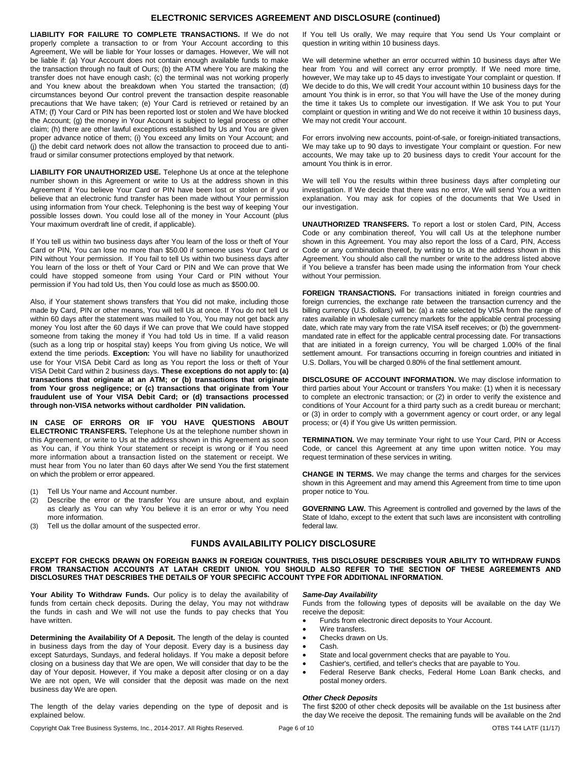## ELECTRONIC SERVICES AGREEMENT AND DISCLOSURE (continued)

**LIABILITY FOR FAILURE TO COMPLETE TRANSACTIONS.** If We do not properly complete a transaction to or from Your Account according to this Agreement, We will be liable for Your losses or damages. However, We will not be liable if: (a) Your Account does not contain enough available funds to make the transaction through no fault of Ours; (b) the ATM where You are making the transfer does not have enough cash; (c) the terminal was not working properly and You knew about the breakdown when You started the transaction; (d) circumstances beyond Our control prevent the transaction despite reasonable precautions that We have taken; (e) Your Card is retrieved or retained by an ATM; (f) Your Card or PIN has been reported lost or stolen and We have blocked the Account; (g) the money in Your Account is subject to legal process or other claim; (h) there are other lawful exceptions established by Us and You are given proper advance notice of them; (i) You exceed any limits on Your Account; and (j) the debit card network does not allow the transaction to proceed due to anti-fraud or similar consumer protections employed by that network.

**LIABILITY FOR UNAUTHORIZED USE.** Telephone Us at once at the telephone number shown in this Agreement or write to Us at the address shown in this Agreement if You believe Your Card or PIN have been lost or stolen or if you believe that an electronic fund transfer has been made without Your permission using information from Your check. Telephoning is the best way of keeping Your possible losses down. You could lose all of the money in Your Account (plus Your maximum overdraft line of credit, if applicable).

If You tell us within two business days after You learn of the loss or theft of Your Card or PIN, You can lose no more than $50.00 if someone uses Your Card or PIN without Your permission. If You fail to tell Us within two business days after You learn of the loss or theft of Your Card or PIN and We can prove that We could have stopped someone from using Your Card or PIN without Your permission if You had told Us, then You could lose as much as $500.00.

Also, if Your statement shows transfers that You did not make, including those made by Card, PIN or other means, You will tell Us at once. If You do not tell Us within 60 days after the statement was mailed to You, You may not get back any money You lost after the 60 days if We can prove that We could have stopped someone from taking the money if You had told Us in time. If a valid reason (such as a long trip or hospital stay) keeps You from giving Us notice, We will extend the time periods. **Exception:** You will have no liability for unauthorized use for Your VISA Debit Card as long as You report the loss or theft of Your VISA Debit Card within 2 business days. **These exceptions do not apply to: (a) transactions that originate at an ATM; or (b) transactions that originate from Your gross negligence; or (c) transactions that originate from Your fraudulent use of Your VISA Debit Card; or (d) transactions processed through non-VISA networks without cardholder PIN validation.**

**IN CASE OF ERRORS OR IF YOU HAVE QUESTIONS ABOUT ELECTRONIC TRANSFERS.** Telephone Us at the telephone number shown in this Agreement, or write to Us at the address shown in this Agreement as soon as You can, if You think Your statement or receipt is wrong or if You need more information about a transaction listed on the statement or receipt. We must hear from You no later than 60 days after We send You the first statement on which the problem or error appeared.

(1) Tell Us Your name and Account number.
(2) Describe the error or the transfer You are unsure about, and explain as clearly as You can why You believe it is an error or why You need more information.
(3) Tell us the dollar amount of the suspected error.

If You tell Us orally, We may require that You send Us Your complaint or question in writing within 10 business days.

We will determine whether an error occurred within 10 business days after We hear from You and will correct any error promptly. If We need more time, however, We may take up to 45 days to investigate Your complaint or question. If We decide to do this, We will credit Your account within 10 business days for the amount You think is in error, so that You will have the Use of the money during the time it takes Us to complete our investigation. If We ask You to put Your complaint or question in writing and We do not receive it within 10 business days, We may not credit Your account.

For errors involving new accounts, point-of-sale, or foreign-initiated transactions, We may take up to 90 days to investigate Your complaint or question. For new accounts, We may take up to 20 business days to credit Your account for the amount You think is in error.

We will tell You the results within three business days after completing our investigation. If We decide that there was no error, We will send You a written explanation. You may ask for copies of the documents that We Used in our investigation.

**UNAUTHORIZED TRANSFERS.** To report a lost or stolen Card, PIN, Access Code or any combination thereof, You will call Us at the telephone number shown in this Agreement. You may also report the loss of a Card, PIN, Access Code or any combination thereof, by writing to Us at the address shown in this Agreement. You should also call the number or write to the address listed above if You believe a transfer has been made using the information from Your check without Your permission.

**FOREIGN TRANSACTIONS.** For transactions initiated in foreign countries and foreign currencies, the exchange rate between the transaction currency and the billing currency (U.S. dollars) will be: (a) a rate selected by VISA from the range of rates available in wholesale currency markets for the applicable central processing date, which rate may vary from the rate VISA itself receives; or (b) the government-mandated rate in effect for the applicable central processing date. For transactions that are initiated in a foreign currency, You will be charged 1.00% of the final settlement amount. For transactions occurring in foreign countries and initiated in U.S. Dollars, You will be charged 0.80% of the final settlement amount.

**DISCLOSURE OF ACCOUNT INFORMATION.** We may disclose information to third parties about Your Account or transfers You make: (1) when it is necessary to complete an electronic transaction; or (2) in order to verify the existence and conditions of Your Account for a third party such as a credit bureau or merchant; or (3) in order to comply with a government agency or court order, or any legal process; or (4) if You give Us written permission.

**TERMINATION.** We may terminate Your right to use Your Card, PIN or Access Code, or cancel this Agreement at any time upon written notice. You may request termination of these services in writing.

**CHANGE IN TERMS.** We may change the terms and charges for the services shown in this Agreement and may amend this Agreement from time to time upon proper notice to You.

**GOVERNING LAW.** This Agreement is controlled and governed by the laws of the State of Idaho, except to the extent that such laws are inconsistent with controlling federal law.

## FUNDS AVAILABILITY POLICY DISCLOSURE

**EXCEPT FOR CHECKS DRAWN ON FOREIGN BANKS IN FOREIGN COUNTRIES, THIS DISCLOSURE DESCRIBES YOUR ABILITY TO WITHDRAW FUNDS FROM TRANSACTION ACCOUNTS AT LATAH CREDIT UNION. YOU SHOULD ALSO REFER TO THE SECTION OF THESE AGREEMENTS AND DISCLOSURES THAT DESCRIBES THE DETAILS OF YOUR SPECIFIC ACCOUNT TYPE FOR ADDITIONAL INFORMATION.**

**Your Ability To Withdraw Funds.** Our policy is to delay the availability of funds from certain check deposits. During the delay, You may not withdraw the funds in cash and We will not use the funds to pay checks that You have written.

**Determining the Availability Of A Deposit.** The length of the delay is counted in business days from the day of Your deposit. Every day is a business day except Saturdays, Sundays, and federal holidays. If You make a deposit before closing on a business day that We are open, We will consider that day to be the day of Your deposit. However, if You make a deposit after closing or on a day We are not open, We will consider that the deposit was made on the next business day We are open.

The length of the delay varies depending on the type of deposit and is explained below.

***Same-Day Availability***

Funds from the following types of deposits will be available on the day We receive the deposit:

- Funds from electronic direct deposits to Your Account.
- Wire transfers.
- Checks drawn on Us.
- Cash.
- State and local government checks that are payable to You.
- Cashier's, certified, and teller's checks that are payable to You.
- Federal Reserve Bank checks, Federal Home Loan Bank checks, and postal money orders.

***Other Check Deposits***

The first $200 of other check deposits will be available on the 1st business after the day We receive the deposit. The remaining funds will be available on the 2nd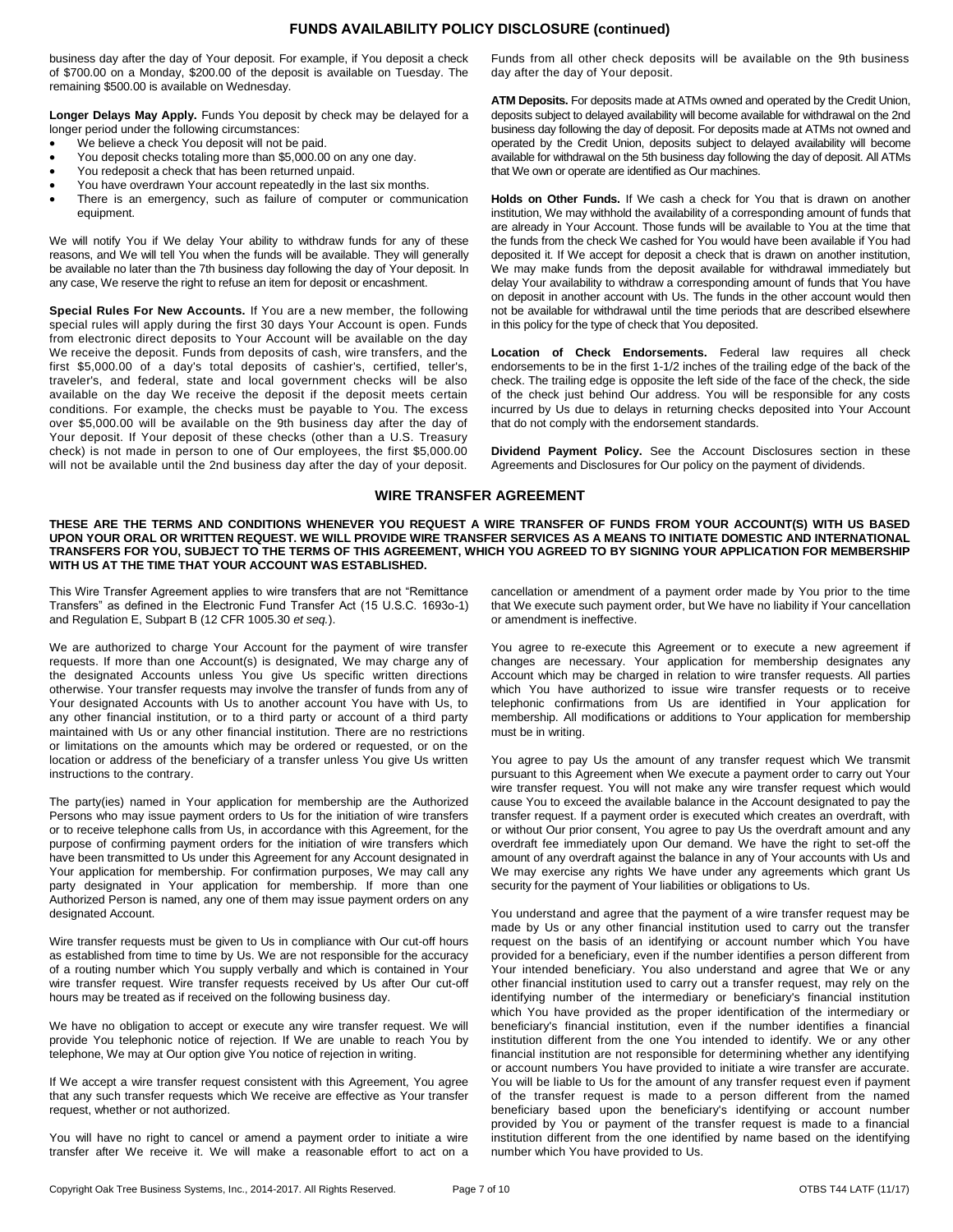## FUNDS AVAILABILITY POLICY DISCLOSURE (continued)

business day after the day of Your deposit. For example, if You deposit a check of $700.00 on a Monday, $200.00 of the deposit is available on Tuesday. The remaining $500.00 is available on Wednesday.

**Longer Delays May Apply.** Funds You deposit by check may be delayed for a longer period under the following circumstances:

- We believe a check You deposit will not be paid.
- You deposit checks totaling more than $5,000.00 on any one day.
- You redeposit a check that has been returned unpaid.
- You have overdrawn Your account repeatedly in the last six months.
- There is an emergency, such as failure of computer or communication equipment.

We will notify You if We delay Your ability to withdraw funds for any of these reasons, and We will tell You when the funds will be available. They will generally be available no later than the 7th business day following the day of Your deposit. In any case, We reserve the right to refuse an item for deposit or encashment.

**Special Rules For New Accounts.** If You are a new member, the following special rules will apply during the first 30 days Your Account is open. Funds from electronic direct deposits to Your Account will be available on the day We receive the deposit. Funds from deposits of cash, wire transfers, and the first $5,000.00 of a day's total deposits of cashier's, certified, teller's, traveler's, and federal, state and local government checks will be also available on the day We receive the deposit if the deposit meets certain conditions. For example, the checks must be payable to You. The excess over $5,000.00 will be available on the 9th business day after the day of Your deposit. If Your deposit of these checks (other than a U.S. Treasury check) is not made in person to one of Our employees, the first $5,000.00 will not be available until the 2nd business day after the day of your deposit. Funds from all other check deposits will be available on the 9th business day after the day of Your deposit.

**ATM Deposits.** For deposits made at ATMs owned and operated by the Credit Union, deposits subject to delayed availability will become available for withdrawal on the 2nd business day following the day of deposit. For deposits made at ATMs not owned and operated by the Credit Union, deposits subject to delayed availability will become available for withdrawal on the 5th business day following the day of deposit. All ATMs that We own or operate are identified as Our machines.

**Holds on Other Funds.** If We cash a check for You that is drawn on another institution, We may withhold the availability of a corresponding amount of funds that are already in Your Account. Those funds will be available to You at the time that the funds from the check We cashed for You would have been available if You had deposited it. If We accept for deposit a check that is drawn on another institution, We may make funds from the deposit available for withdrawal immediately but delay Your availability to withdraw a corresponding amount of funds that You have on deposit in another account with Us. The funds in the other account would then not be available for withdrawal until the time periods that are described elsewhere in this policy for the type of check that You deposited.

**Location of Check Endorsements.** Federal law requires all check endorsements to be in the first 1-1/2 inches of the trailing edge of the back of the check. The trailing edge is opposite the left side of the face of the check, the side of the check just behind Our address. You will be responsible for any costs incurred by Us due to delays in returning checks deposited into Your Account that do not comply with the endorsement standards.

**Dividend Payment Policy.** See the Account Disclosures section in these Agreements and Disclosures for Our policy on the payment of dividends.

## WIRE TRANSFER AGREEMENT

**THESE ARE THE TERMS AND CONDITIONS WHENEVER YOU REQUEST A WIRE TRANSFER OF FUNDS FROM YOUR ACCOUNT(S) WITH US BASED UPON YOUR ORAL OR WRITTEN REQUEST. WE WILL PROVIDE WIRE TRANSFER SERVICES AS A MEANS TO INITIATE DOMESTIC AND INTERNATIONAL TRANSFERS FOR YOU, SUBJECT TO THE TERMS OF THIS AGREEMENT, WHICH YOU AGREED TO BY SIGNING YOUR APPLICATION FOR MEMBERSHIP WITH US AT THE TIME THAT YOUR ACCOUNT WAS ESTABLISHED.**

This Wire Transfer Agreement applies to wire transfers that are not "Remittance Transfers" as defined in the Electronic Fund Transfer Act (15 U.S.C. 1693o-1) and Regulation E, Subpart B (12 CFR 1005.30 *et seq.*).

We are authorized to charge Your Account for the payment of wire transfer requests. If more than one Account(s) is designated, We may charge any of the designated Accounts unless You give Us specific written directions otherwise. Your transfer requests may involve the transfer of funds from any of Your designated Accounts with Us to another account You have with Us, to any other financial institution, or to a third party or account of a third party maintained with Us or any other financial institution. There are no restrictions or limitations on the amounts which may be ordered or requested, or on the location or address of the beneficiary of a transfer unless You give Us written instructions to the contrary.

The party(ies) named in Your application for membership are the Authorized Persons who may issue payment orders to Us for the initiation of wire transfers or to receive telephone calls from Us, in accordance with this Agreement, for the purpose of confirming payment orders for the initiation of wire transfers which have been transmitted to Us under this Agreement for any Account designated in Your application for membership. For confirmation purposes, We may call any party designated in Your application for membership. If more than one Authorized Person is named, any one of them may issue payment orders on any designated Account.

Wire transfer requests must be given to Us in compliance with Our cut-off hours as established from time to time by Us. We are not responsible for the accuracy of a routing number which You supply verbally and which is contained in Your wire transfer request. Wire transfer requests received by Us after Our cut-off hours may be treated as if received on the following business day.

We have no obligation to accept or execute any wire transfer request. We will provide You telephonic notice of rejection. If We are unable to reach You by telephone, We may at Our option give You notice of rejection in writing.

If We accept a wire transfer request consistent with this Agreement, You agree that any such transfer requests which We receive are effective as Your transfer request, whether or not authorized.

You will have no right to cancel or amend a payment order to initiate a wire transfer after We receive it. We will make a reasonable effort to act on a cancellation or amendment of a payment order made by You prior to the time that We execute such payment order, but We have no liability if Your cancellation or amendment is ineffective.

You agree to re-execute this Agreement or to execute a new agreement if changes are necessary. Your application for membership designates any Account which may be charged in relation to wire transfer requests. All parties which You have authorized to issue wire transfer requests or to receive telephonic confirmations from Us are identified in Your application for membership. All modifications or additions to Your application for membership must be in writing.

You agree to pay Us the amount of any transfer request which We transmit pursuant to this Agreement when We execute a payment order to carry out Your wire transfer request. You will not make any wire transfer request which would cause You to exceed the available balance in the Account designated to pay the transfer request. If a payment order is executed which creates an overdraft, with or without Our prior consent, You agree to pay Us the overdraft amount and any overdraft fee immediately upon Our demand. We have the right to set-off the amount of any overdraft against the balance in any of Your accounts with Us and We may exercise any rights We have under any agreements which grant Us security for the payment of Your liabilities or obligations to Us.

You understand and agree that the payment of a wire transfer request may be made by Us or any other financial institution used to carry out the transfer request on the basis of an identifying or account number which You have provided for a beneficiary, even if the number identifies a person different from Your intended beneficiary. You also understand and agree that We or any other financial institution used to carry out a transfer request, may rely on the identifying number of the intermediary or beneficiary's financial institution which You have provided as the proper identification of the intermediary or beneficiary's financial institution, even if the number identifies a financial institution different from the one You intended to identify. We or any other financial institution are not responsible for determining whether any identifying or account numbers You have provided to initiate a wire transfer are accurate. You will be liable to Us for the amount of any transfer request even if payment of the transfer request is made to a person different from the named beneficiary based upon the beneficiary's identifying or account number provided by You or payment of the transfer request is made to a financial institution different from the one identified by name based on the identifying number which You have provided to Us.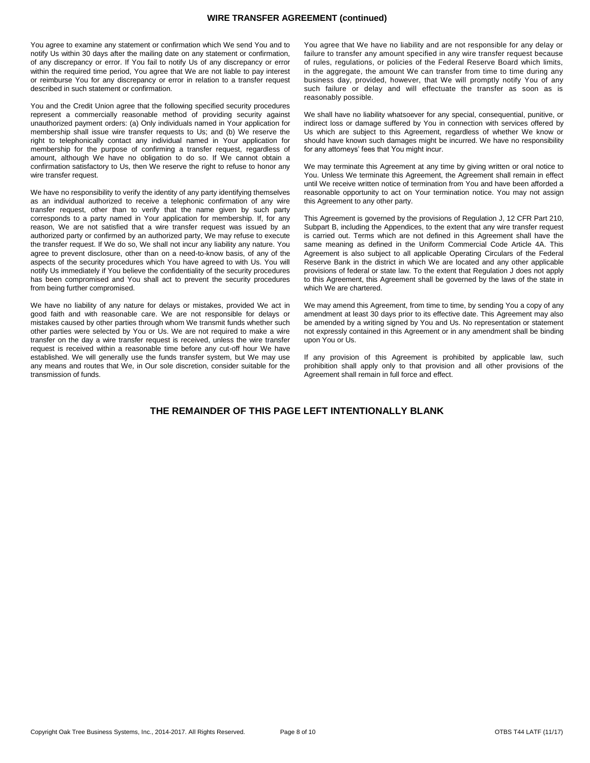## WIRE TRANSFER AGREEMENT (continued)

You agree to examine any statement or confirmation which We send You and to notify Us within 30 days after the mailing date on any statement or confirmation, of any discrepancy or error. If You fail to notify Us of any discrepancy or error within the required time period, You agree that We are not liable to pay interest or reimburse You for any discrepancy or error in relation to a transfer request described in such statement or confirmation.

You and the Credit Union agree that the following specified security procedures represent a commercially reasonable method of providing security against unauthorized payment orders: (a) Only individuals named in Your application for membership shall issue wire transfer requests to Us; and (b) We reserve the right to telephonically contact any individual named in Your application for membership for the purpose of confirming a transfer request, regardless of amount, although We have no obligation to do so. If We cannot obtain a confirmation satisfactory to Us, then We reserve the right to refuse to honor any wire transfer request.

We have no responsibility to verify the identity of any party identifying themselves as an individual authorized to receive a telephonic confirmation of any wire transfer request, other than to verify that the name given by such party corresponds to a party named in Your application for membership. If, for any reason, We are not satisfied that a wire transfer request was issued by an authorized party or confirmed by an authorized party, We may refuse to execute the transfer request. If We do so, We shall not incur any liability any nature. You agree to prevent disclosure, other than on a need-to-know basis, of any of the aspects of the security procedures which You have agreed to with Us. You will notify Us immediately if You believe the confidentiality of the security procedures has been compromised and You shall act to prevent the security procedures from being further compromised.

We have no liability of any nature for delays or mistakes, provided We act in good faith and with reasonable care. We are not responsible for delays or mistakes caused by other parties through whom We transmit funds whether such other parties were selected by You or Us. We are not required to make a wire transfer on the day a wire transfer request is received, unless the wire transfer request is received within a reasonable time before any cut-off hour We have established. We will generally use the funds transfer system, but We may use any means and routes that We, in Our sole discretion, consider suitable for the transmission of funds.

You agree that We have no liability and are not responsible for any delay or failure to transfer any amount specified in any wire transfer request because of rules, regulations, or policies of the Federal Reserve Board which limits, in the aggregate, the amount We can transfer from time to time during any business day, provided, however, that We will promptly notify You of any such failure or delay and will effectuate the transfer as soon as is reasonably possible.

We shall have no liability whatsoever for any special, consequential, punitive, or indirect loss or damage suffered by You in connection with services offered by Us which are subject to this Agreement, regardless of whether We know or should have known such damages might be incurred. We have no responsibility for any attorneys' fees that You might incur.

We may terminate this Agreement at any time by giving written or oral notice to You. Unless We terminate this Agreement, the Agreement shall remain in effect until We receive written notice of termination from You and have been afforded a reasonable opportunity to act on Your termination notice. You may not assign this Agreement to any other party.

This Agreement is governed by the provisions of Regulation J, 12 CFR Part 210, Subpart B, including the Appendices, to the extent that any wire transfer request is carried out. Terms which are not defined in this Agreement shall have the same meaning as defined in the Uniform Commercial Code Article 4A. This Agreement is also subject to all applicable Operating Circulars of the Federal Reserve Bank in the district in which We are located and any other applicable provisions of federal or state law. To the extent that Regulation J does not apply to this Agreement, this Agreement shall be governed by the laws of the state in which We are chartered.

We may amend this Agreement, from time to time, by sending You a copy of any amendment at least 30 days prior to its effective date. This Agreement may also be amended by a writing signed by You and Us. No representation or statement not expressly contained in this Agreement or in any amendment shall be binding upon You or Us.

If any provision of this Agreement is prohibited by applicable law, such prohibition shall apply only to that provision and all other provisions of the Agreement shall remain in full force and effect.

**THE REMAINDER OF THIS PAGE LEFT INTENTIONALLY BLANK**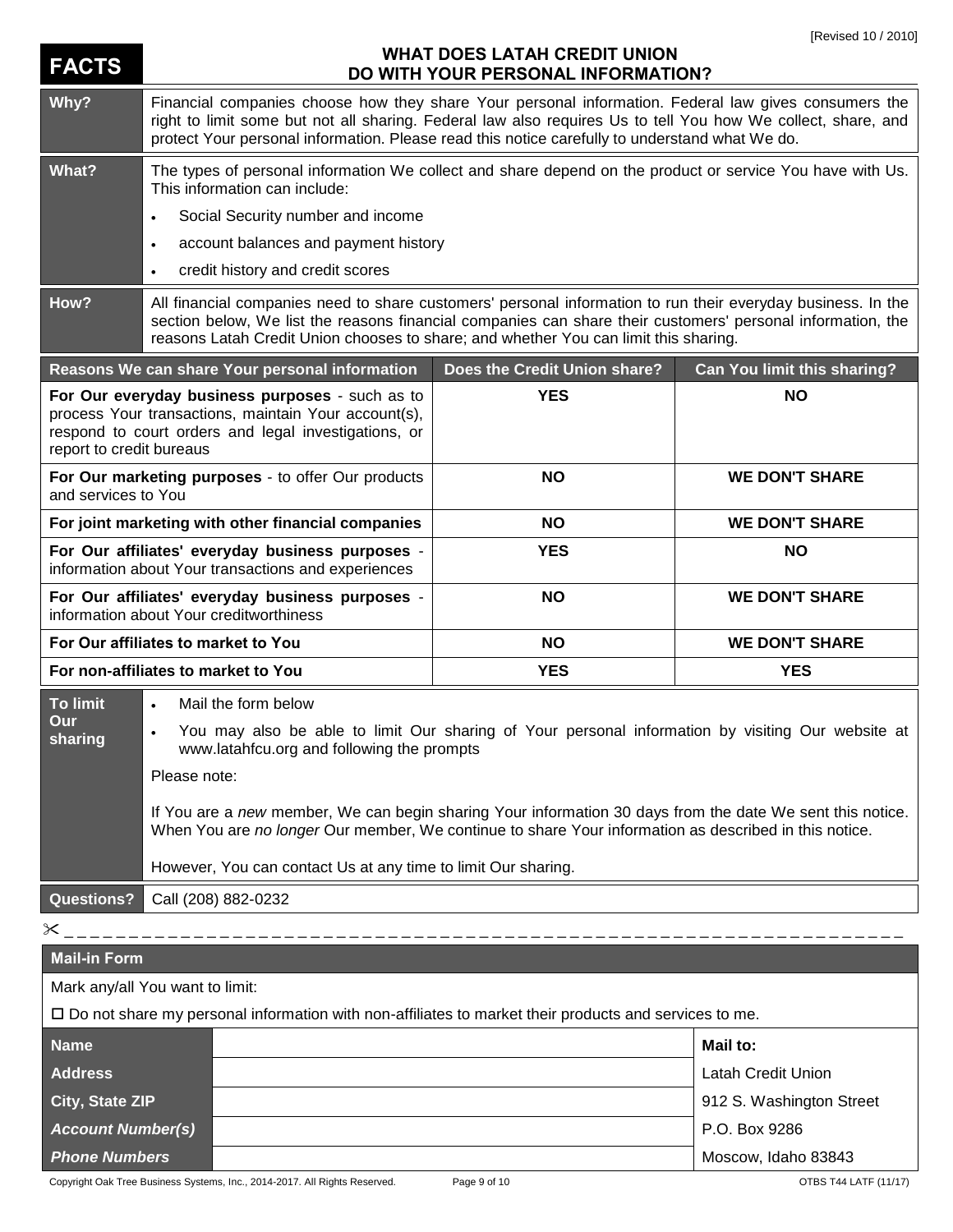[Revised 10 / 2010]

# FACTS — WHAT DOES LATAH CREDIT UNION DO WITH YOUR PERSONAL INFORMATION?

| | |
|---|---|
| **Why?** | Financial companies choose how they share Your personal information. Federal law gives consumers the right to limit some but not all sharing. Federal law also requires Us to tell You how We collect, share, and protect Your personal information. Please read this notice carefully to understand what We do. |
| **What?** | The types of personal information We collect and share depend on the product or service You have with Us. This information can include:<br>• Social Security number and income<br>• account balances and payment history<br>• credit history and credit scores |
| **How?** | All financial companies need to share customers' personal information to run their everyday business. In the section below, We list the reasons financial companies can share their customers' personal information, the reasons Latah Credit Union chooses to share; and whether You can limit this sharing. |

| Reasons We can share Your personal information | Does the Credit Union share? | Can You limit this sharing? |
|---|---|---|
| **For Our everyday business purposes** - such as to process Your transactions, maintain Your account(s), respond to court orders and legal investigations, or report to credit bureaus | **YES** | **NO** |
| **For Our marketing purposes** - to offer Our products and services to You | **NO** | **WE DON'T SHARE** |
| **For joint marketing with other financial companies** | **NO** | **WE DON'T SHARE** |
| **For Our affiliates' everyday business purposes** - information about Your transactions and experiences | **YES** | **NO** |
| **For Our affiliates' everyday business purposes** - information about Your creditworthiness | **NO** | **WE DON'T SHARE** |
| **For Our affiliates to market to You** | **NO** | **WE DON'T SHARE** |
| **For non-affiliates to market to You** | **YES** | **YES** |

| | |
|---|---|
| **To limit Our sharing** | • Mail the form below<br>• You may also be able to limit Our sharing of Your personal information by visiting Our website at www.latahfcu.org and following the prompts<br><br>Please note:<br><br>If You are a *new* member, We can begin sharing Your information 30 days from the date We sent this notice. When You are *no longer* Our member, We continue to share Your information as described in this notice.<br><br>However, You can contact Us at any time to limit Our sharing. |
| **Questions?** | Call (208) 882-0232 |

✂ - - - - - - - - - - - - - - - - - - - - - - - - - - - - - - - - - - - - - - - -

## Mail-in Form

Mark any/all You want to limit:

☐ Do not share my personal information with non-affiliates to market their products and services to me.

| | | |
|---|---|---|
| **Name** | | **Mail to:** |
| **Address** | | Latah Credit Union |
| **City, State ZIP** | | 912 S. Washington Street |
| ***Account Number(s)*** | | P.O. Box 9286 |
| ***Phone Numbers*** | | Moscow, Idaho 83843 |

Copyright Oak Tree Business Systems, Inc., 2014-2017. All Rights Reserved. OTBS T44 LATF (11/17)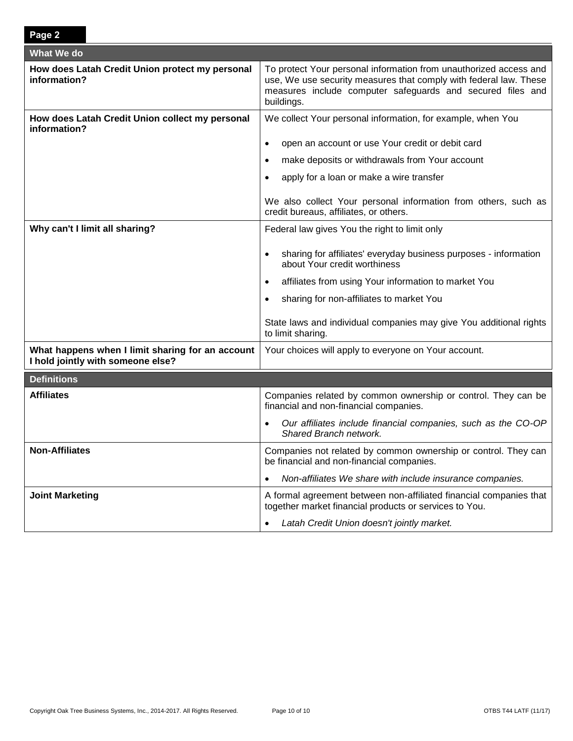**Page 2**

| What We do | |
|---|---|
| **How does Latah Credit Union protect my personal information?** | To protect Your personal information from unauthorized access and use, We use security measures that comply with federal law. These measures include computer safeguards and secured files and buildings. |
| **How does Latah Credit Union collect my personal information?** | We collect Your personal information, for example, when You<br>• open an account or use Your credit or debit card<br>• make deposits or withdrawals from Your account<br>• apply for a loan or make a wire transfer<br><br>We also collect Your personal information from others, such as credit bureaus, affiliates, or others. |
| **Why can't I limit all sharing?** | Federal law gives You the right to limit only<br>• sharing for affiliates' everyday business purposes - information about Your credit worthiness<br>• affiliates from using Your information to market You<br>• sharing for non-affiliates to market You<br><br>State laws and individual companies may give You additional rights to limit sharing. |
| **What happens when I limit sharing for an account I hold jointly with someone else?** | Your choices will apply to everyone on Your account. |

| Definitions | |
|---|---|
| **Affiliates** | Companies related by common ownership or control. They can be financial and non-financial companies.<br>• *Our affiliates include financial companies, such as the CO-OP Shared Branch network.* |
| **Non-Affiliates** | Companies not related by common ownership or control. They can be financial and non-financial companies.<br>• *Non-affiliates We share with include insurance companies.* |
| **Joint Marketing** | A formal agreement between non-affiliated financial companies that together market financial products or services to You.<br>• *Latah Credit Union doesn't jointly market.* |

Copyright Oak Tree Business Systems, Inc., 2014-2017. All Rights Reserved. OTBS T44 LATF (11/17)